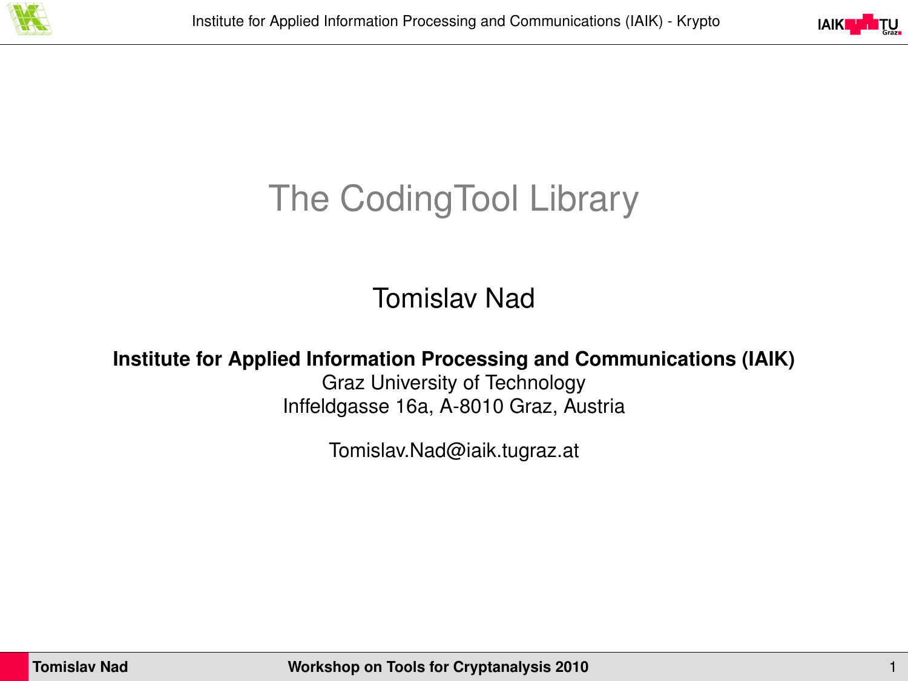# The CodingTool Library

Tomislav Nad

**Institute for Applied Information Processing and Communications (IAIK)**
Graz University of Technology
Inffeldgasse 16a, A-8010 Graz, Austria

Tomislav.Nad@iaik.tugraz.at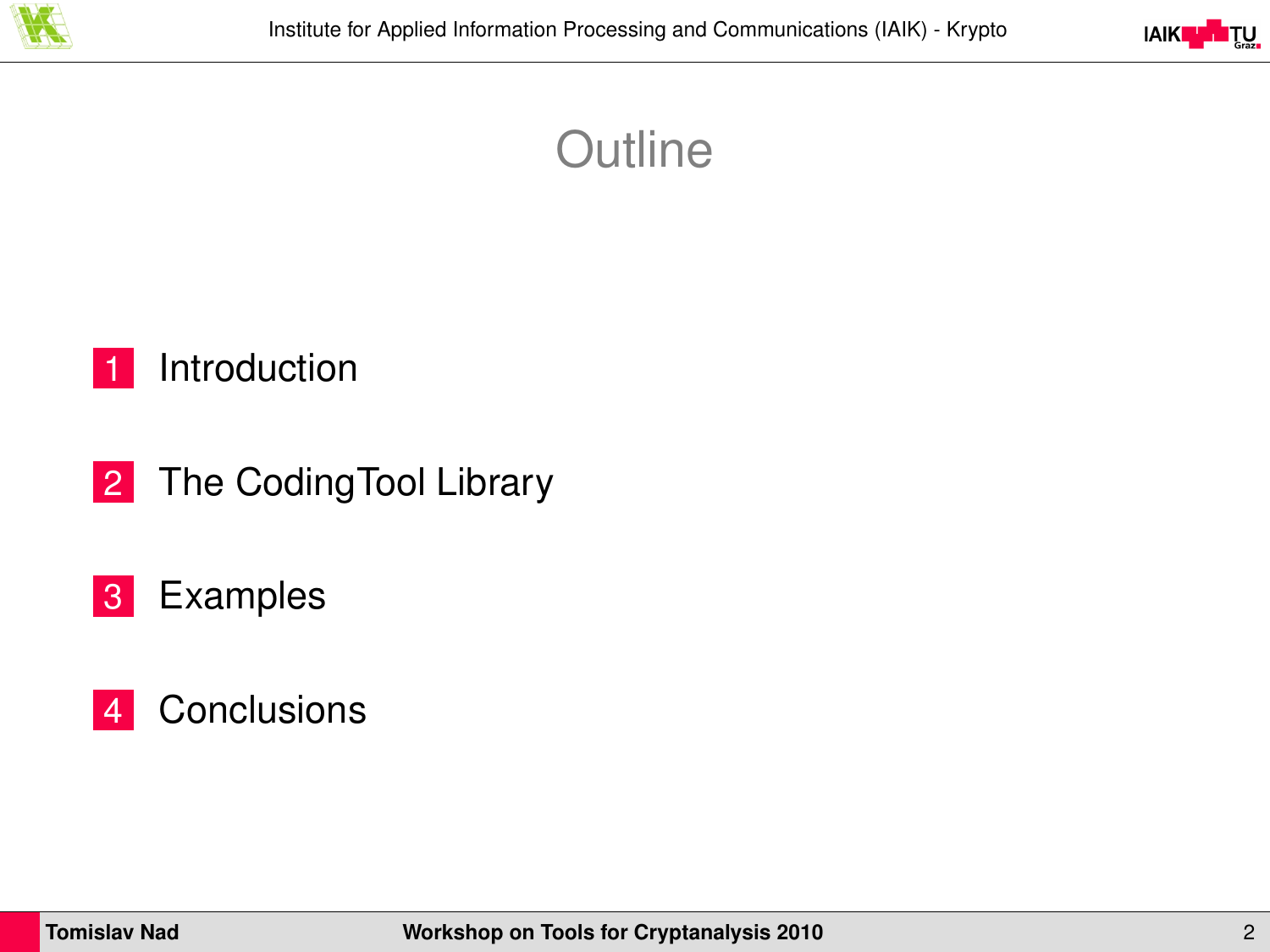# Outline

1. Introduction
2. The CodingTool Library
3. Examples
4. Conclusions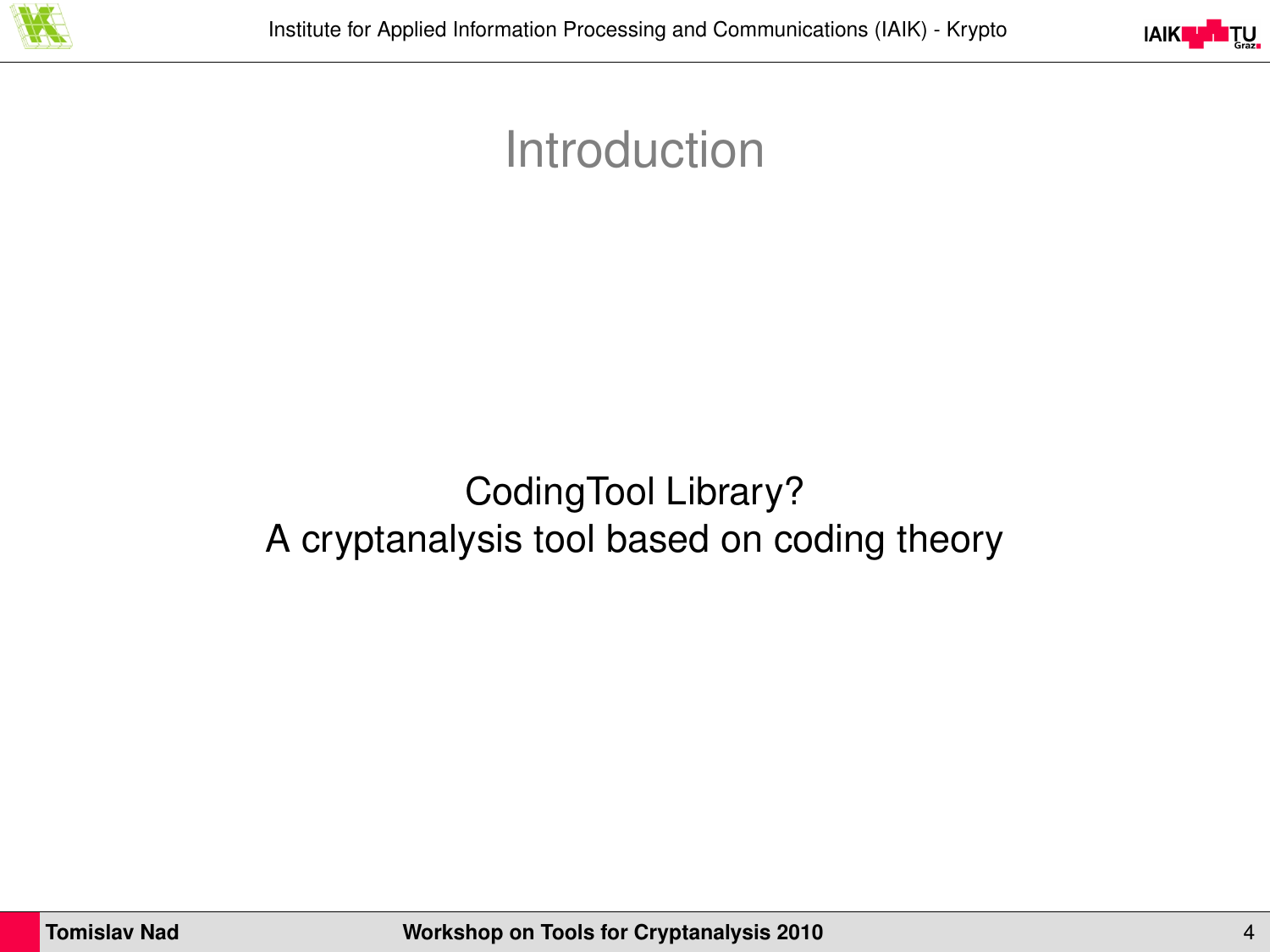# Introduction

CodingTool Library?

A cryptanalysis tool based on coding theory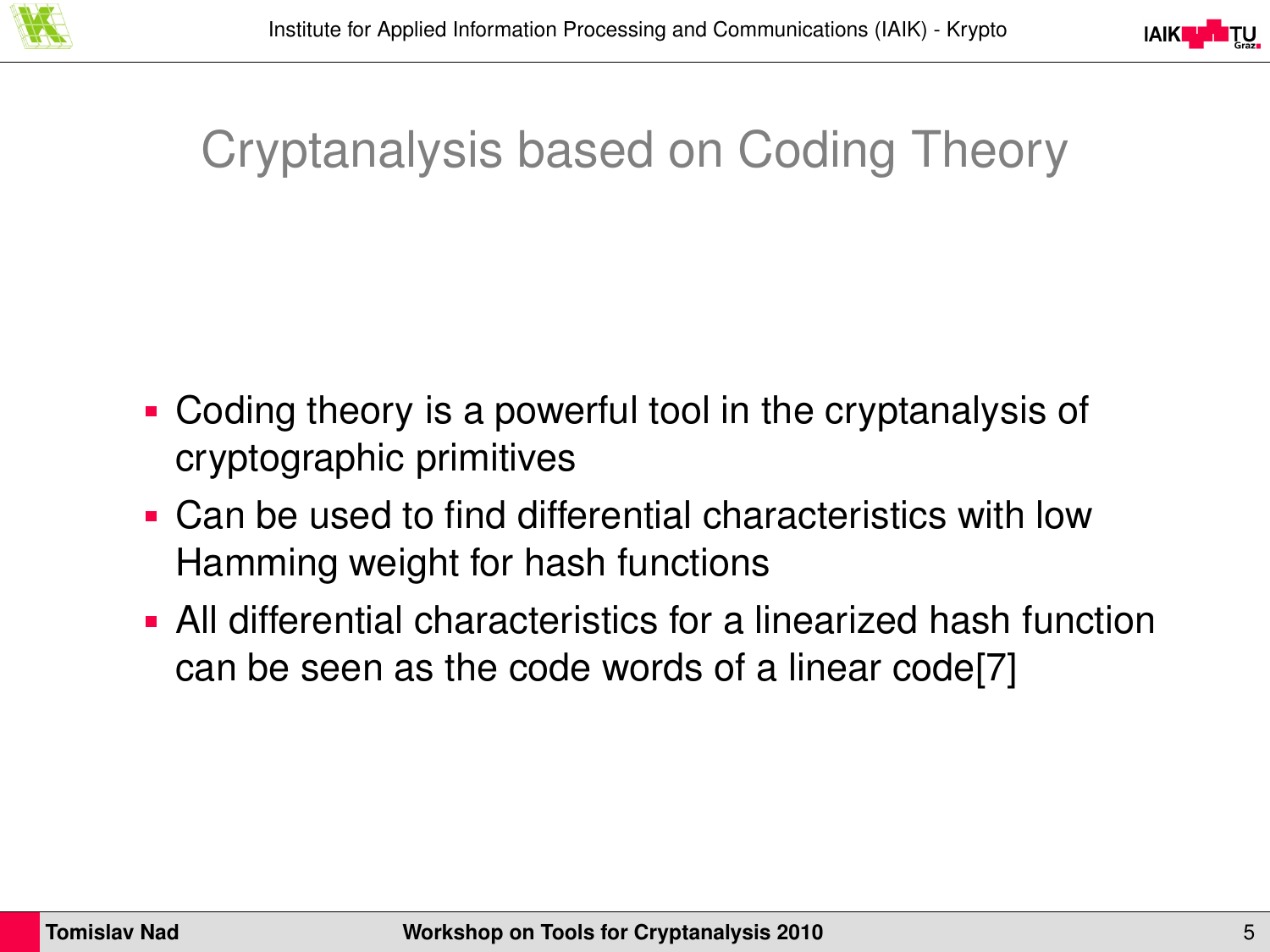# Cryptanalysis based on Coding Theory

- Coding theory is a powerful tool in the cryptanalysis of cryptographic primitives
- Can be used to find differential characteristics with low Hamming weight for hash functions
- All differential characteristics for a linearized hash function can be seen as the code words of a linear code[7]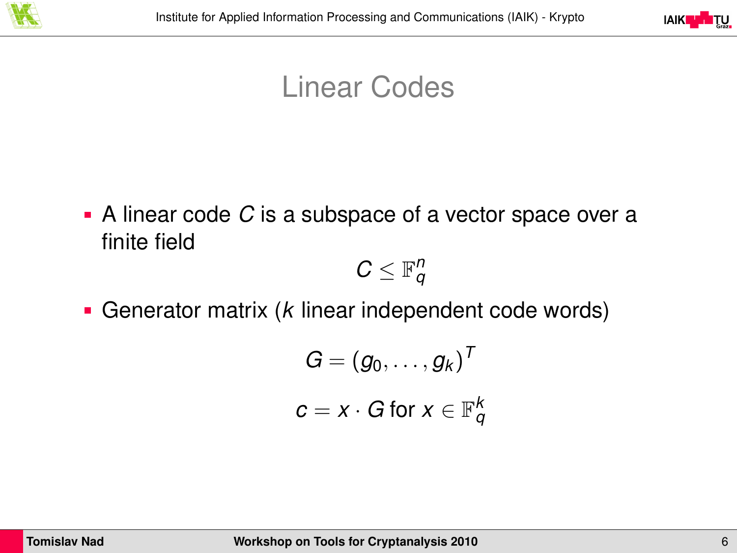# Linear Codes

- A linear code $C$ is a subspace of a vector space over a finite field

$$C \leq \mathbb{F}_q^n$$

- Generator matrix ($k$ linear independent code words)

$$G = (g_0, \ldots, g_k)^T$$

$$c = x \cdot G \text{ for } x \in \mathbb{F}_q^k$$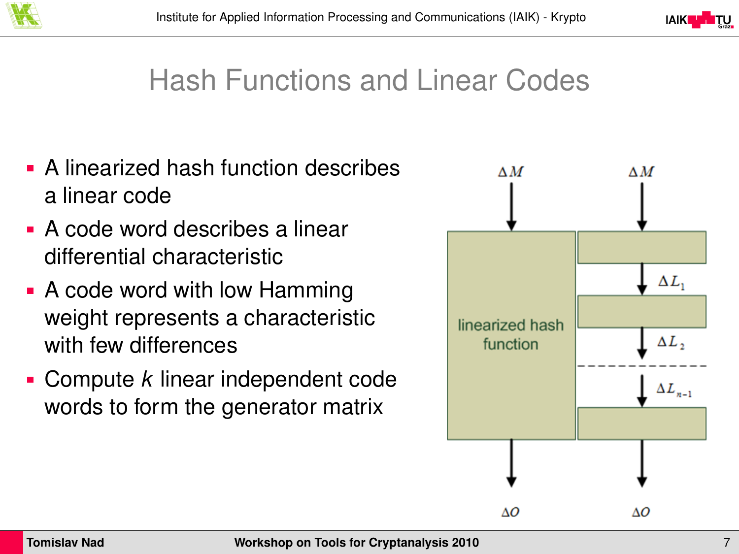# Hash Functions and Linear Codes

- A linearized hash function describes a linear code
- A code word describes a linear differential characteristic
- A code word with low Hamming weight represents a characteristic with few differences
- Compute *k* linear independent code words to form the generator matrix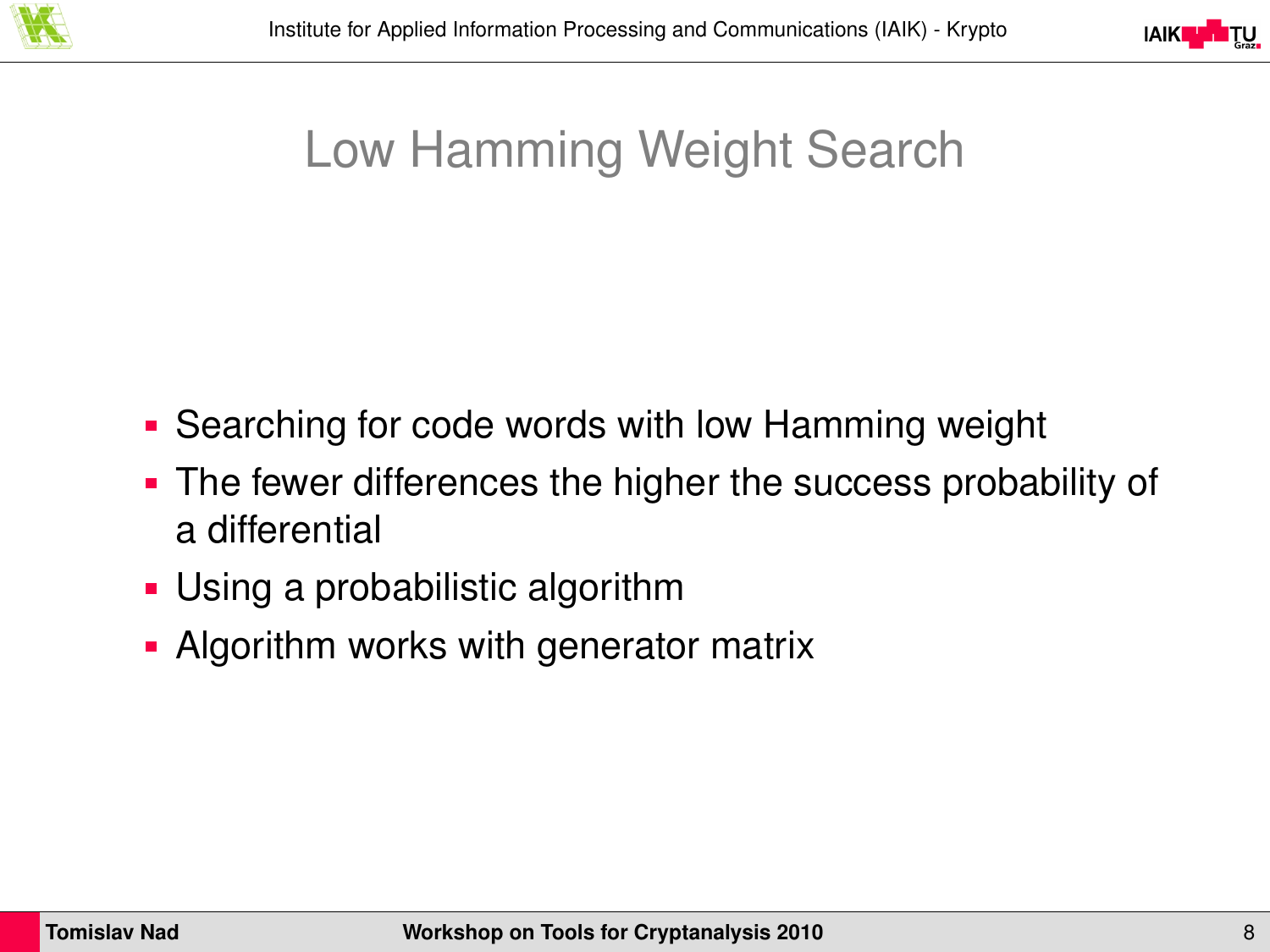# Low Hamming Weight Search

- Searching for code words with low Hamming weight
- The fewer differences the higher the success probability of a differential
- Using a probabilistic algorithm
- Algorithm works with generator matrix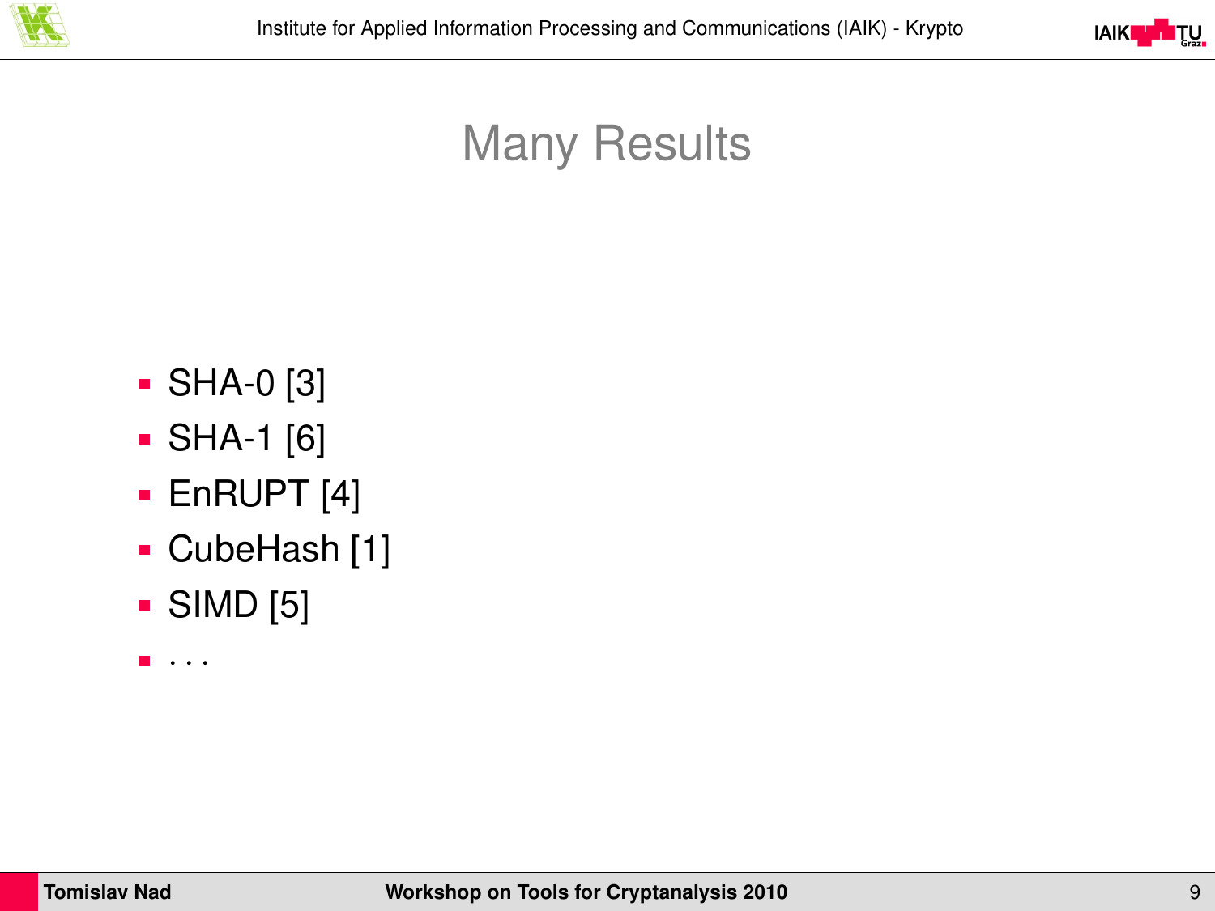# Many Results

- SHA-0 [3]
- SHA-1 [6]
- EnRUPT [4]
- CubeHash [1]
- SIMD [5]
- . . .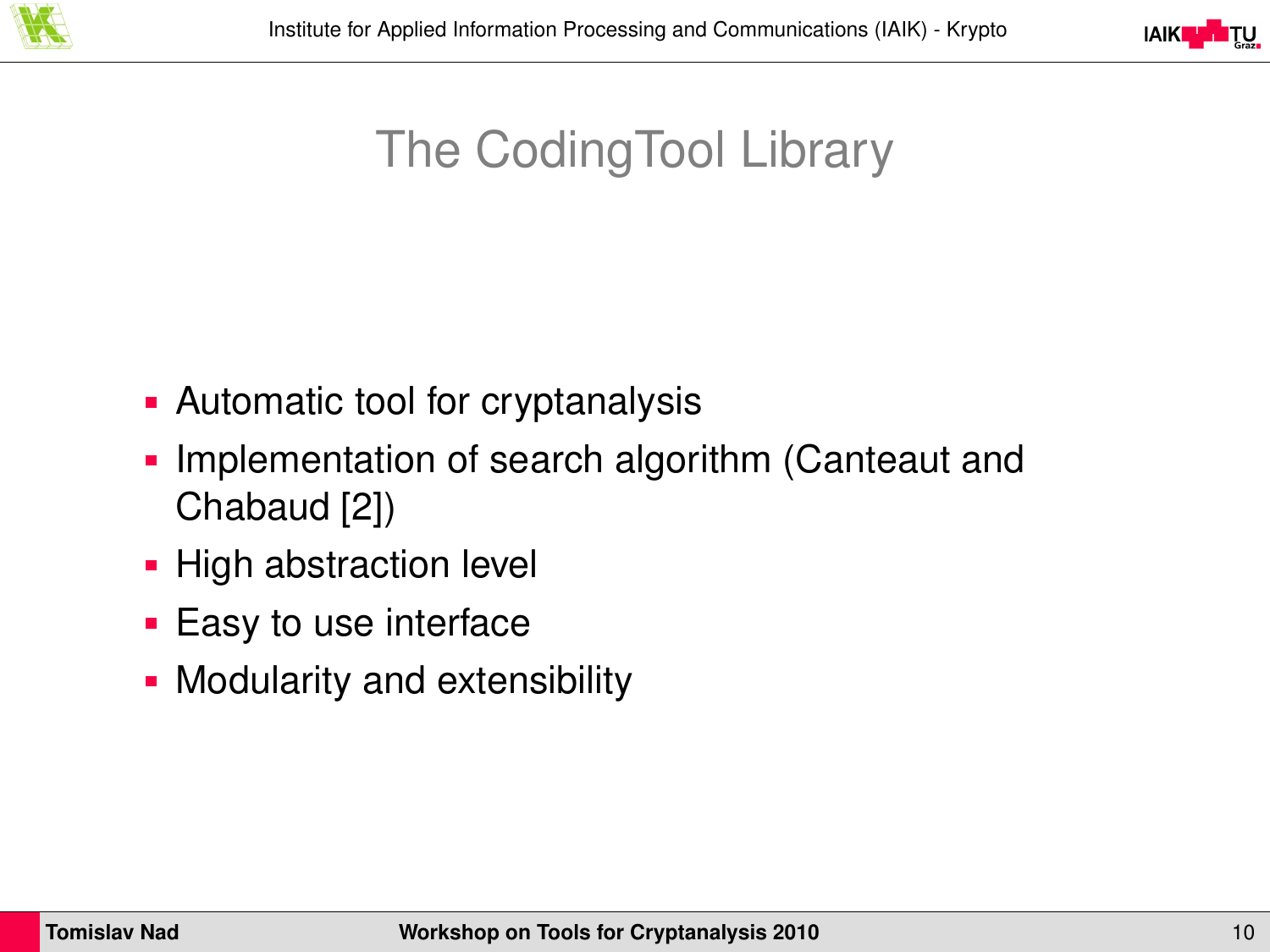# The CodingTool Library

- Automatic tool for cryptanalysis
- Implementation of search algorithm (Canteaut and Chabaud [2])
- High abstraction level
- Easy to use interface
- Modularity and extensibility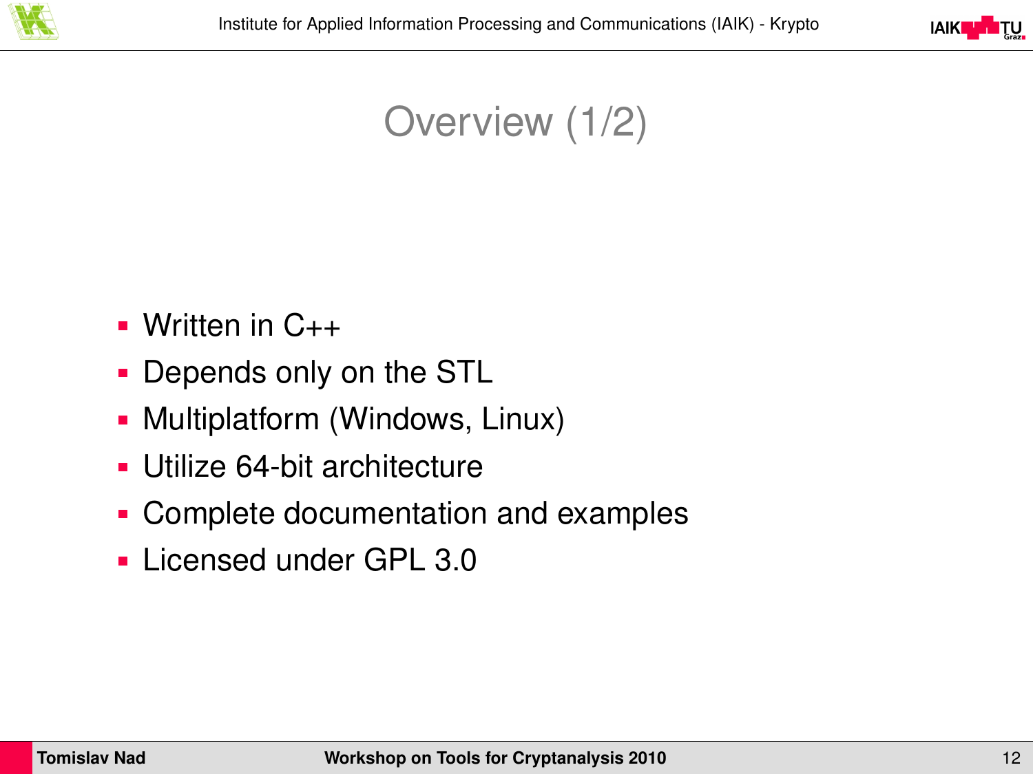# Overview (1/2)

- Written in C++
- Depends only on the STL
- Multiplatform (Windows, Linux)
- Utilize 64-bit architecture
- Complete documentation and examples
- Licensed under GPL 3.0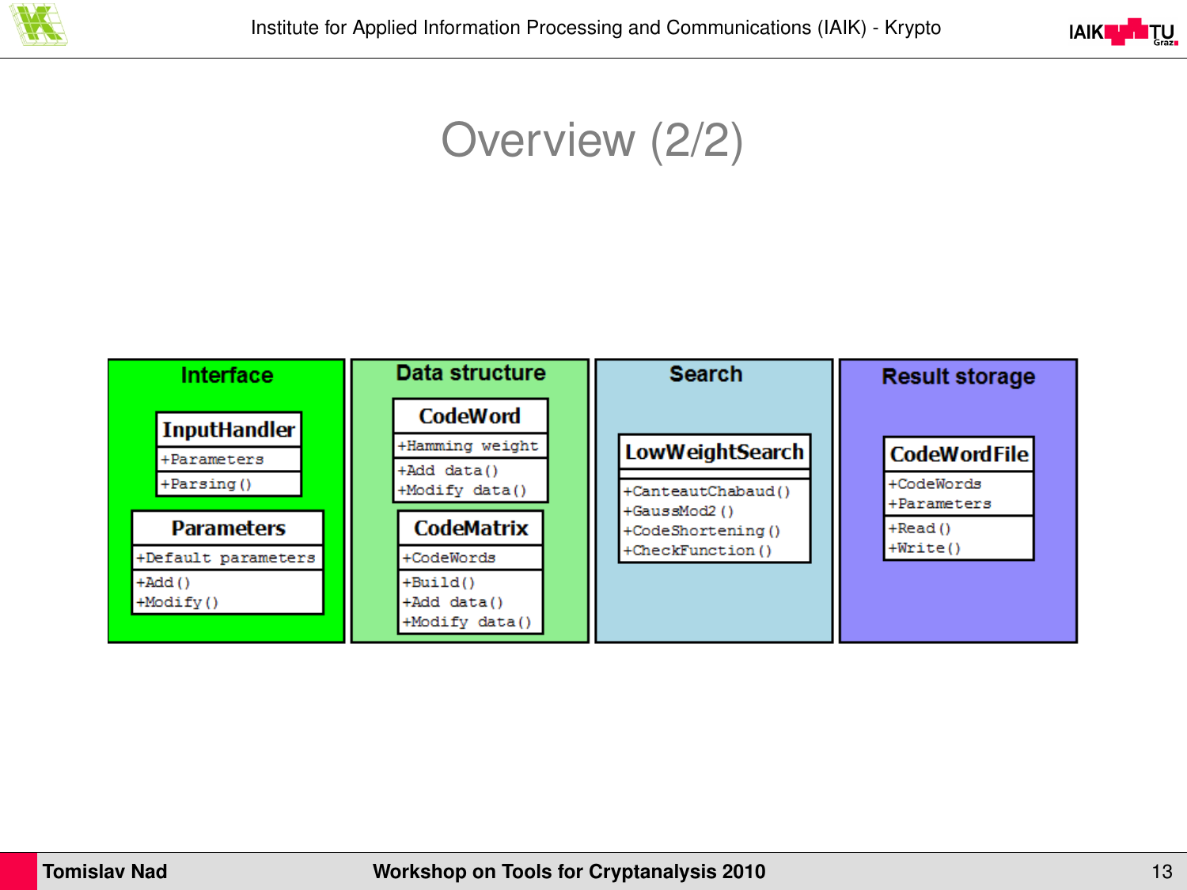# Overview (2/2)

## Interface

**InputHandler**
- +Parameters
- +Parsing()

**Parameters**
- +Default parameters
- +Add()
- +Modify()

## Data structure

**CodeWord**
- +Hamming weight
- +Add data()
- +Modify data()

**CodeMatrix**
- +CodeWords
- +Build()
- +Add data()
- +Modify data()

## Search

**LowWeightSearch**
- +CanteautChabaud()
- +GaussMod2()
- +CodeShortening()
- +CheckFunction()

## Result storage

**CodeWordFile**
- +CodeWords
- +Parameters
- +Read()
- +Write()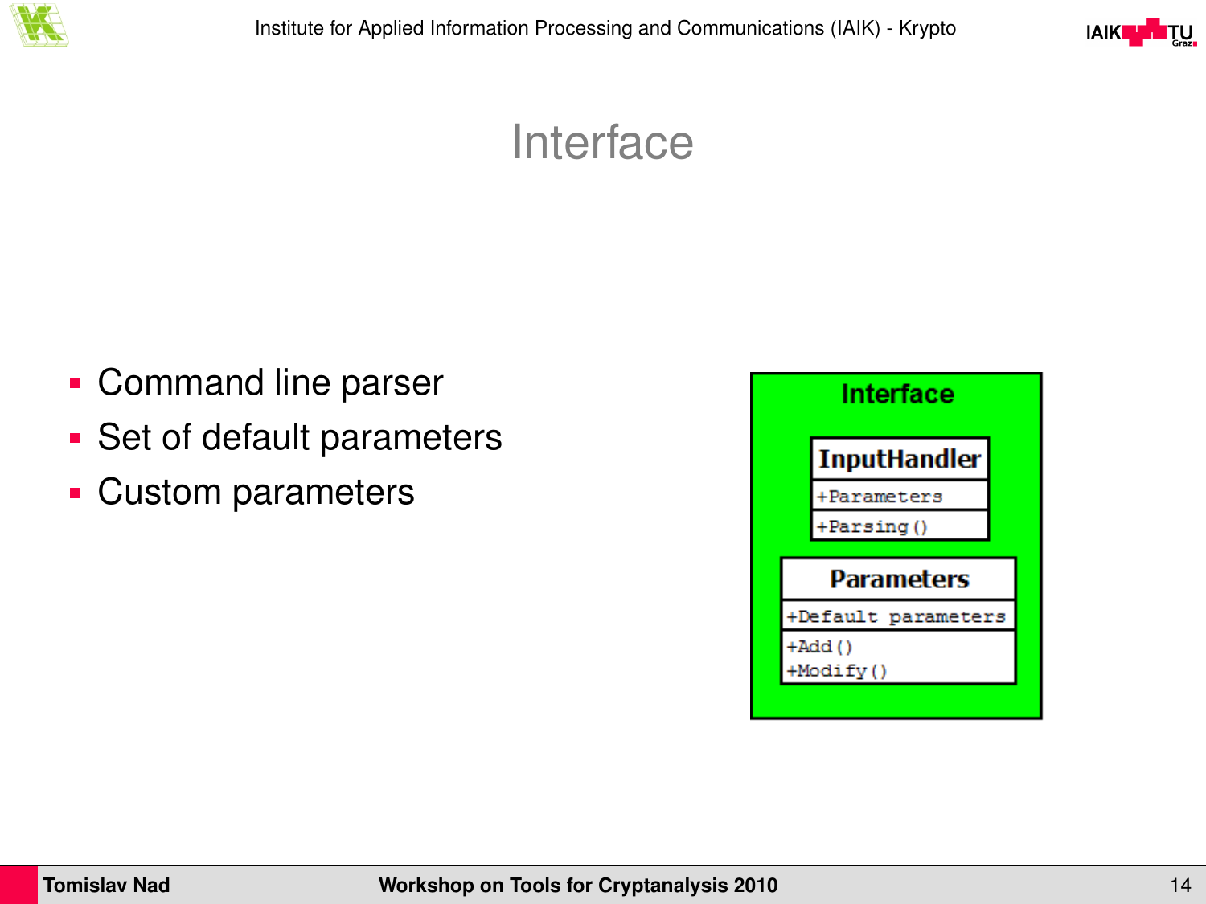# Interface

- Command line parser
- Set of default parameters
- Custom parameters

**Interface**

| InputHandler |
| --- |
| +Parameters |
| +Parsing() |

| Parameters |
| --- |
| +Default parameters |
| +Add() +Modify() |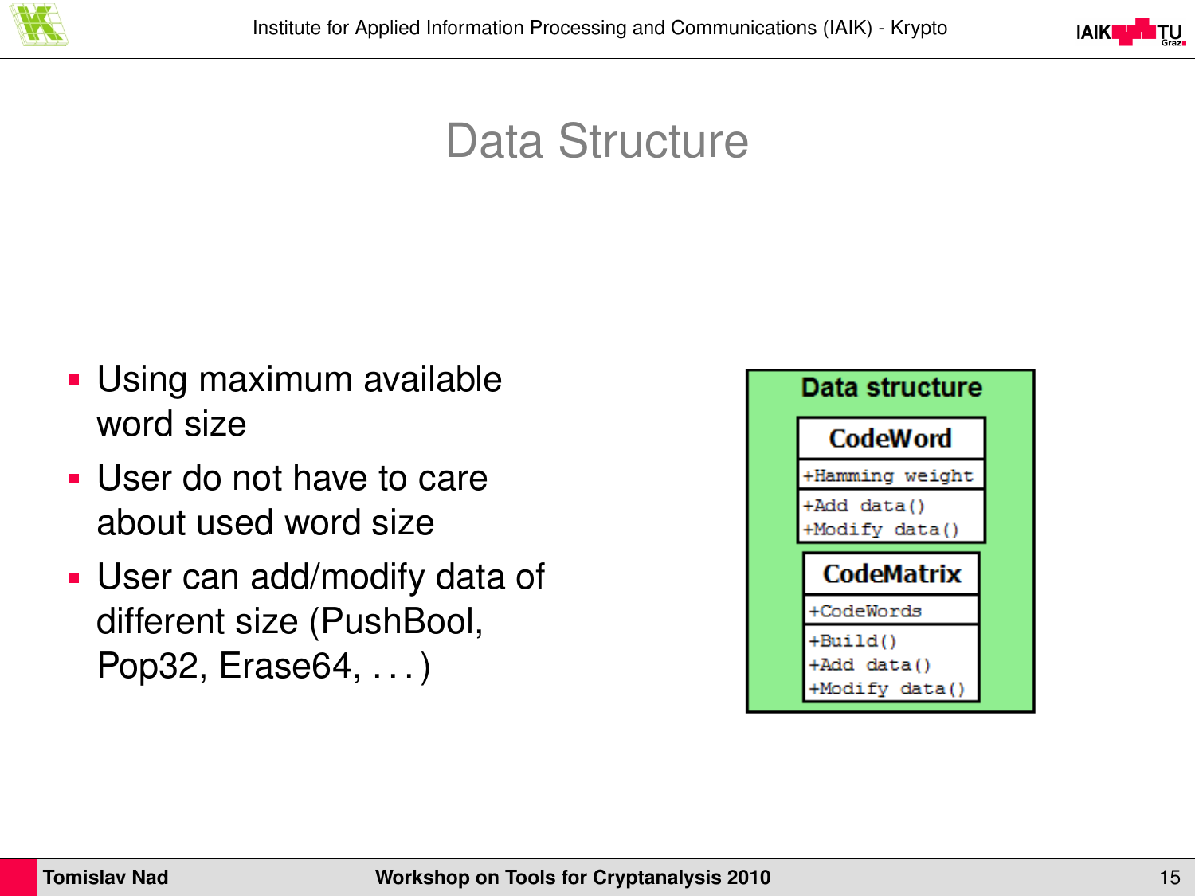# Data Structure

- Using maximum available word size
- User do not have to care about used word size
- User can add/modify data of different size (PushBool, Pop32, Erase64, . . . )

**Data structure**

| CodeWord |
| --- |
| +Hamming weight |
| +Add data()<br>+Modify data() |

| CodeMatrix |
| --- |
| +CodeWords |
| +Build()<br>+Add data()<br>+Modify data() |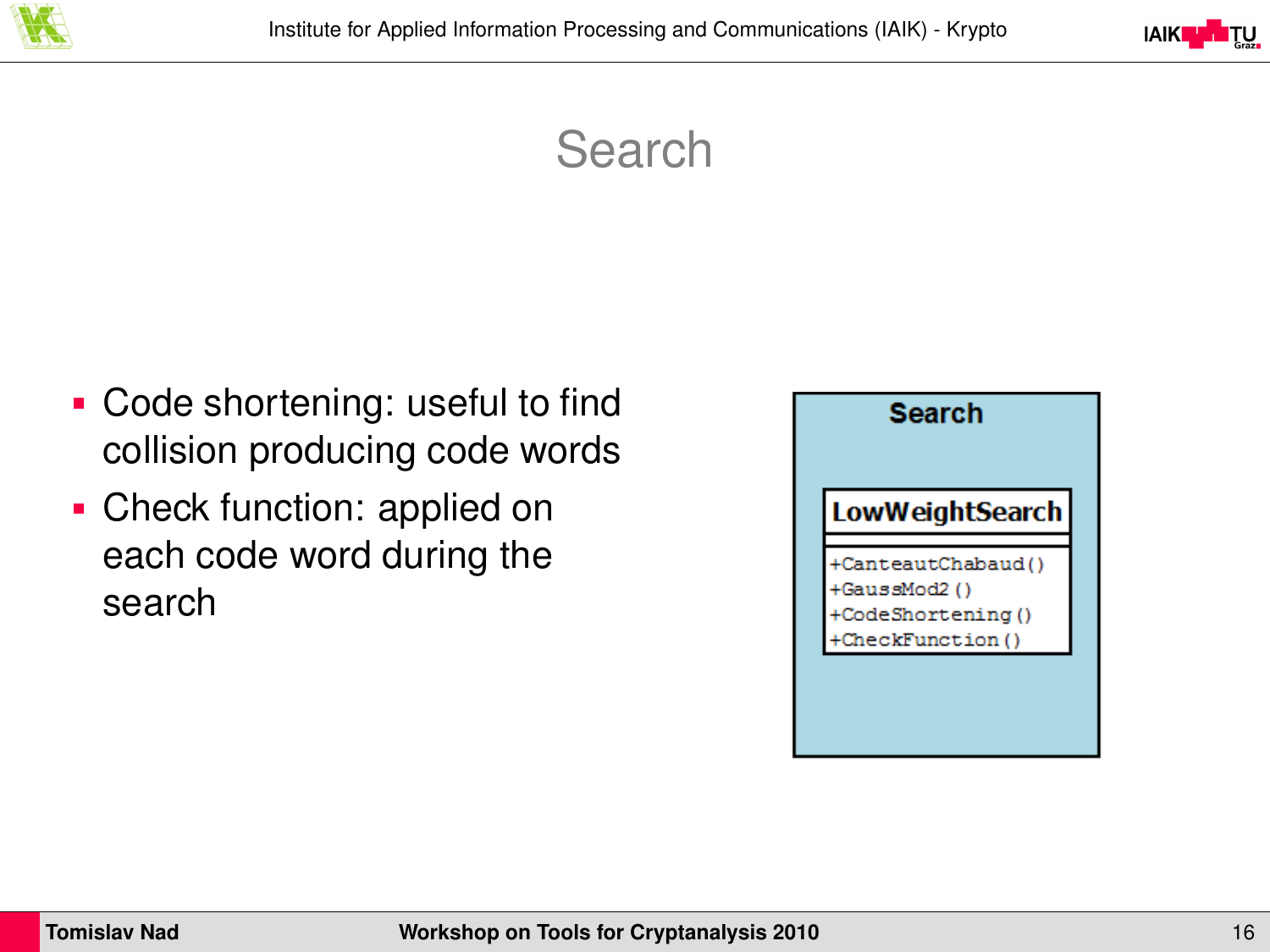# Search

- Code shortening: useful to find collision producing code words
- Check function: applied on each code word during the search

**Search**

| LowWeightSearch |
|---|
| |
| +CanteautChabaud() |
| +GaussMod2() |
| +CodeShortening() |
| +CheckFunction() |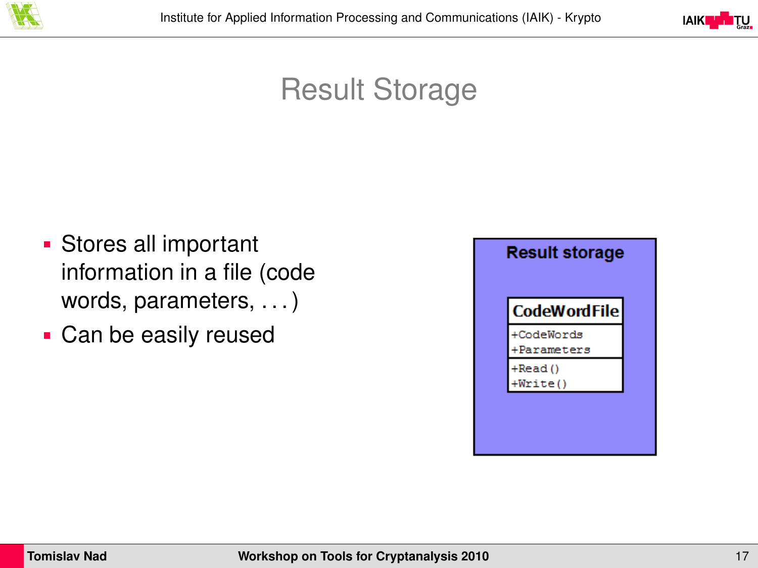# Result Storage

- Stores all important information in a file (code words, parameters, . . . )
- Can be easily reused

**Result storage**

| CodeWordFile |
|---|
| +CodeWords<br>+Parameters |
| +Read()<br>+Write() |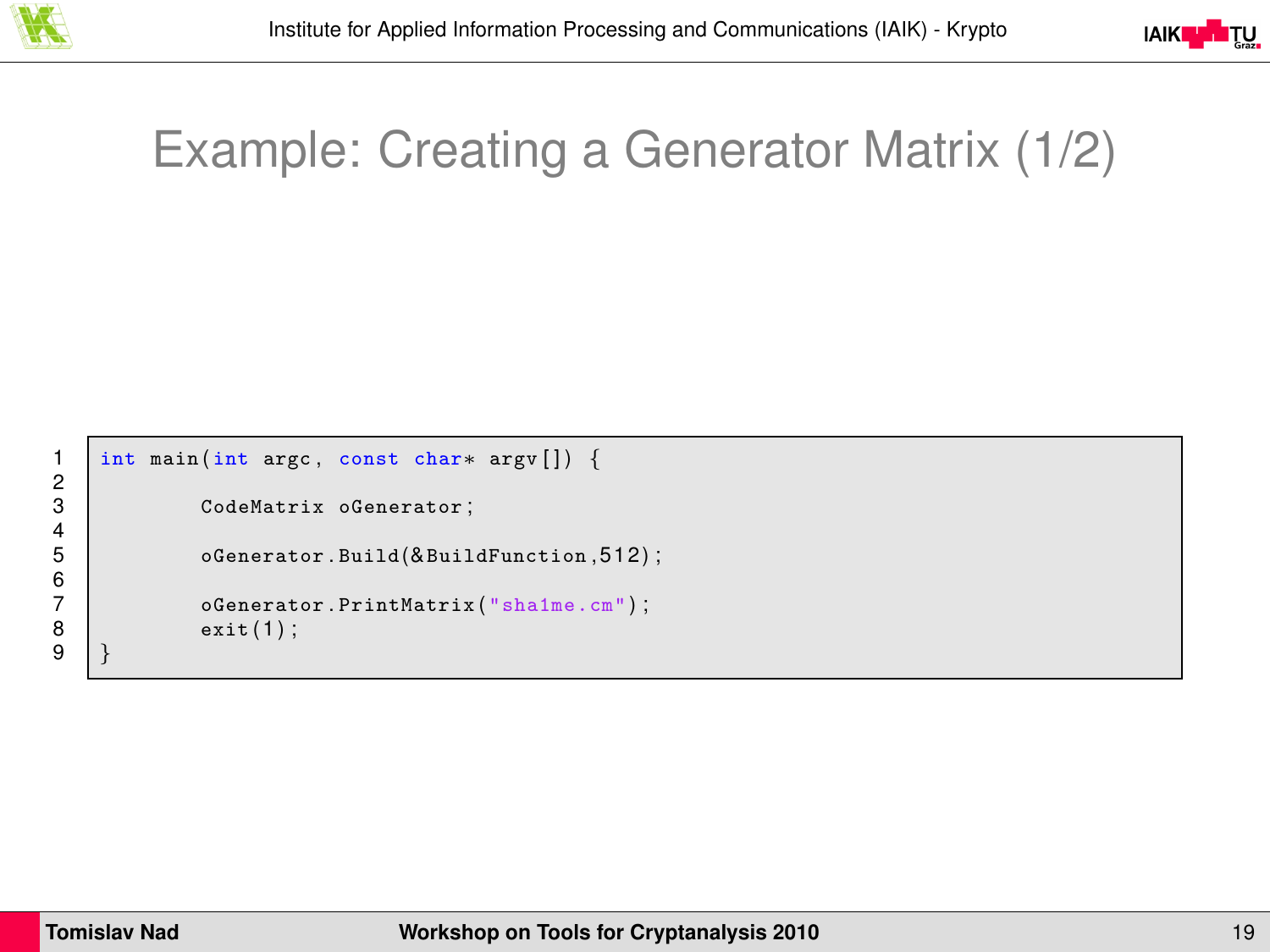# Example: Creating a Generator Matrix (1/2)

```
int main(int argc, const char* argv[]) {

        CodeMatrix oGenerator;

        oGenerator.Build(&BuildFunction,512);

        oGenerator.PrintMatrix("sha1me.cm");
        exit(1);
}
```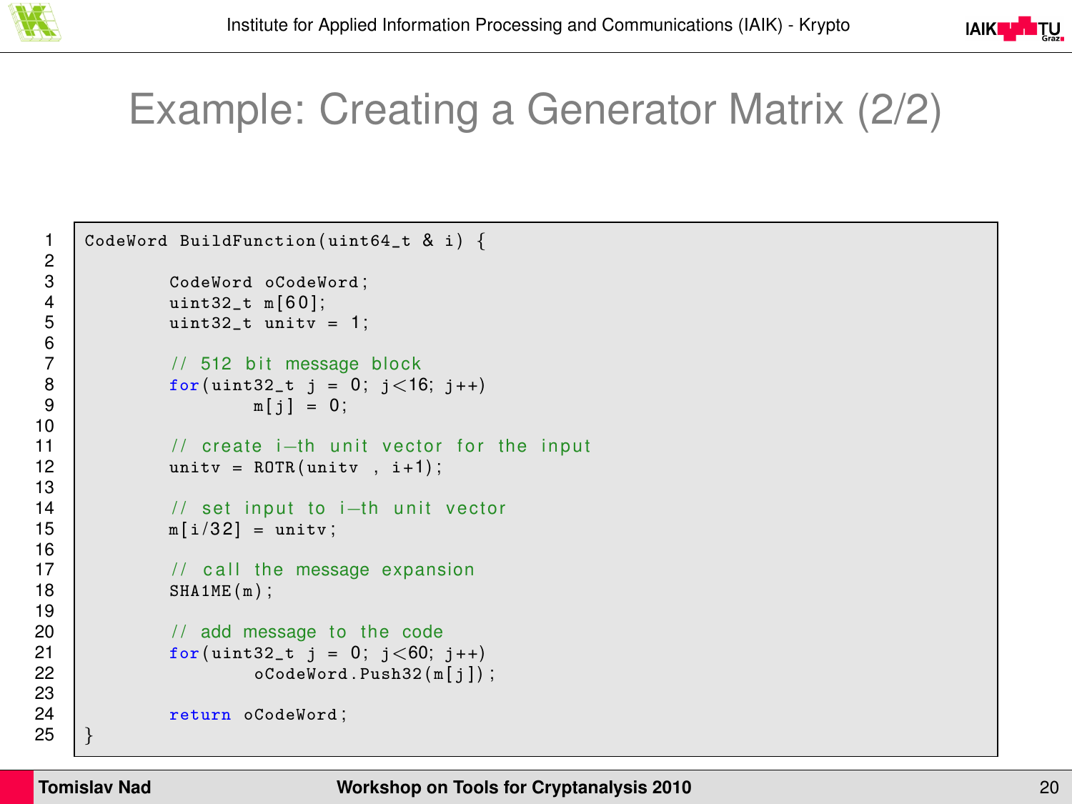# Example: Creating a Generator Matrix (2/2)

```
CodeWord BuildFunction(uint64_t & i) {

        CodeWord oCodeWord;
        uint32_t m[60];
        uint32_t unitv = 1;

        // 512 bit message block
        for(uint32_t j = 0; j<16; j++)
                m[j] = 0;

        // create i-th unit vector for the input
        unitv = ROTR(unitv , i+1);

        // set input to i-th unit vector
        m[i/32] = unitv;

        // call the message expansion
        SHA1ME(m);

        // add message to the code
        for(uint32_t j = 0; j<60; j++)
                oCodeWord.Push32(m[j]);

        return oCodeWord;
}
```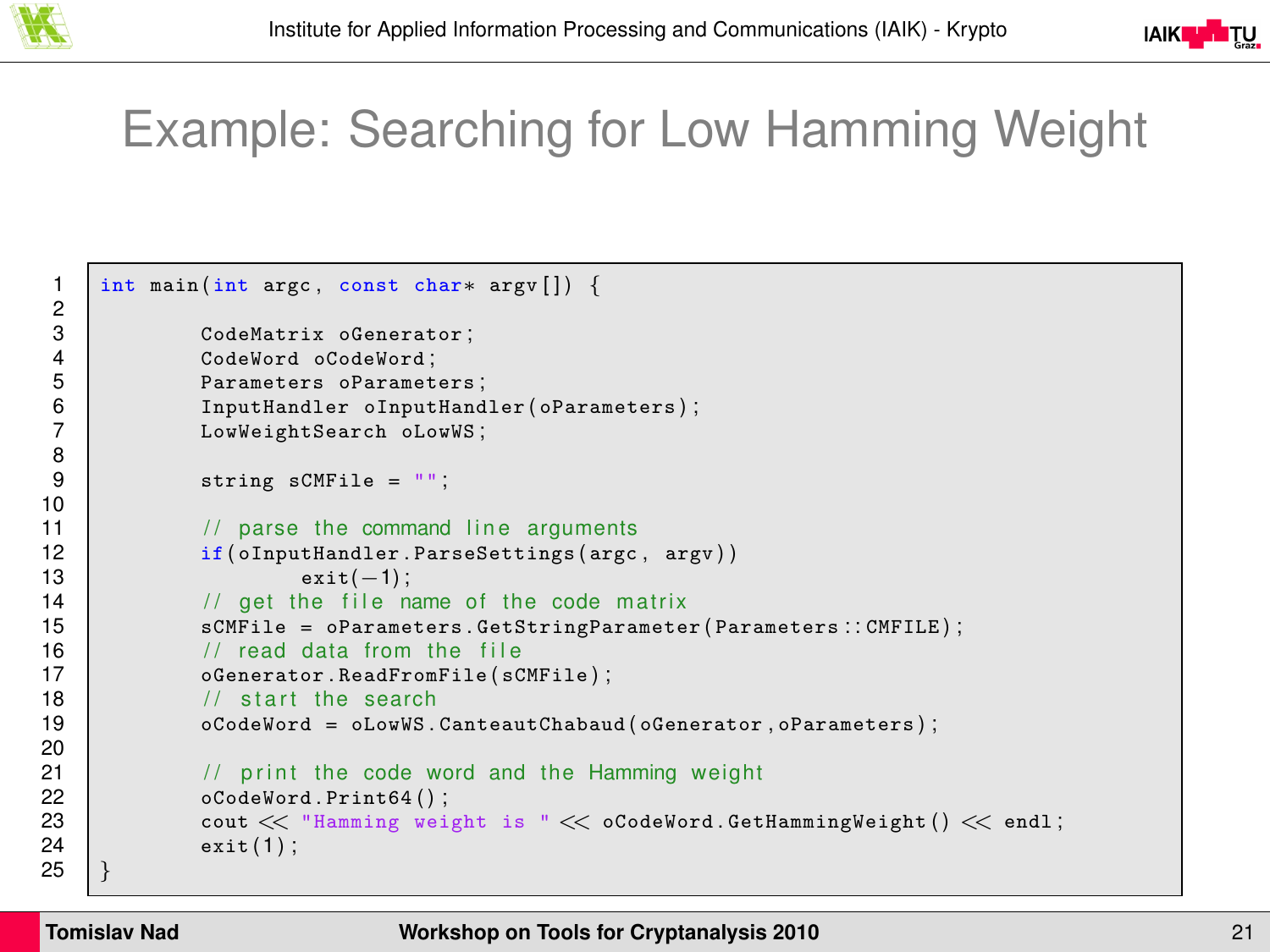# Example: Searching for Low Hamming Weight

```cpp
int main(int argc, const char* argv[]) {

        CodeMatrix oGenerator;
        CodeWord oCodeWord;
        Parameters oParameters;
        InputHandler oInputHandler(oParameters);
        LowWeightSearch oLowWS;

        string sCMFile = "";

        // parse the command line arguments
        if(oInputHandler.ParseSettings(argc, argv))
                exit(-1);
        // get the file name of the code matrix
        sCMFile = oParameters.GetStringParameter(Parameters::CMFILE);
        // read data from the file
        oGenerator.ReadFromFile(sCMFile);
        // start the search
        oCodeWord = oLowWS.CanteautChabaud(oGenerator,oParameters);

        // print the code word and the Hamming weight
        oCodeWord.Print64();
        cout << "Hamming weight is " << oCodeWord.GetHammingWeight() << endl;
        exit(1);
}
```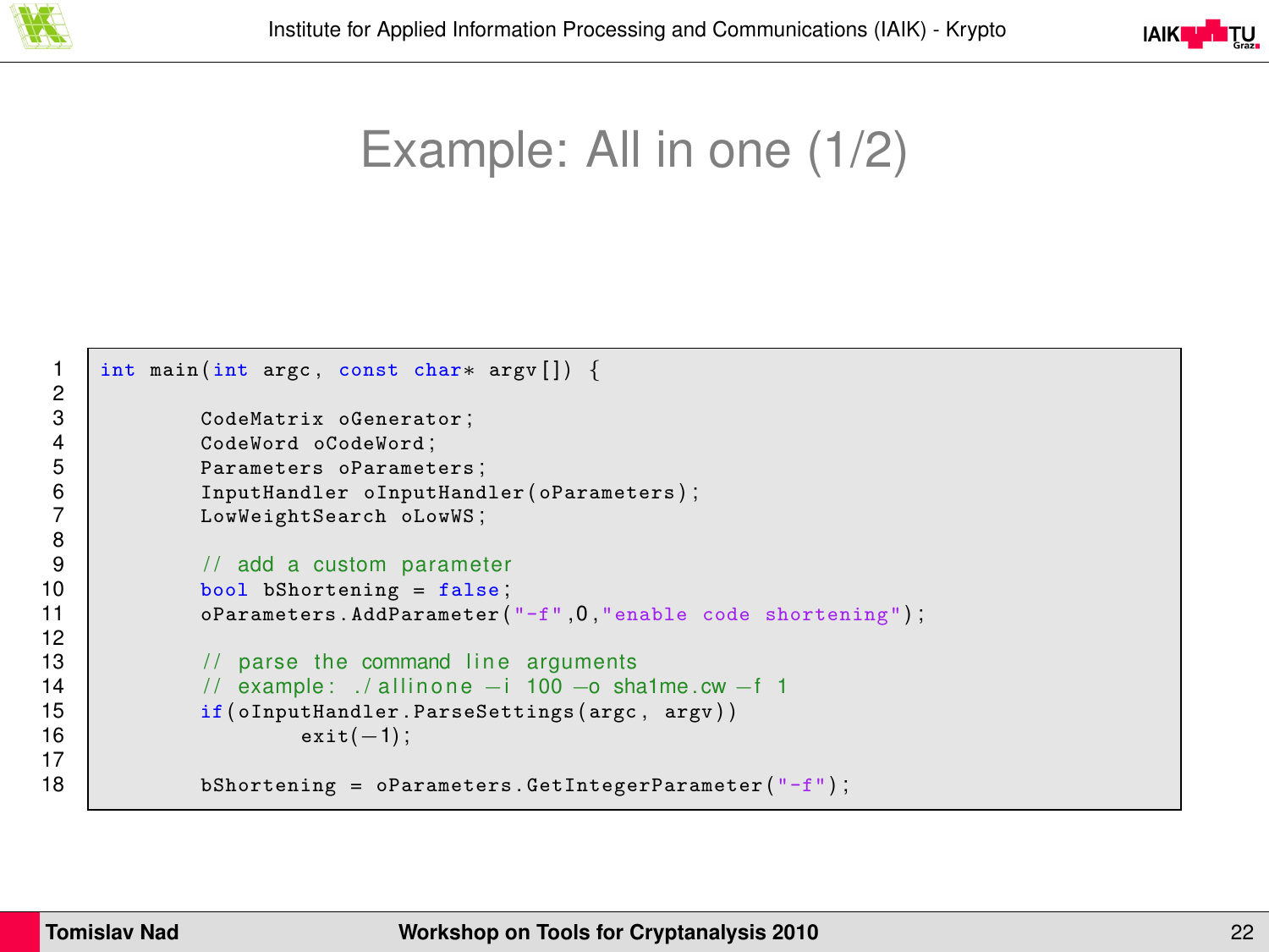# Example: All in one (1/2)

```
int main(int argc, const char* argv[]) {

        CodeMatrix oGenerator;
        CodeWord oCodeWord;
        Parameters oParameters;
        InputHandler oInputHandler(oParameters);
        LowWeightSearch oLowWS;

        // add a custom parameter
        bool bShortening = false;
        oParameters.AddParameter("-f",0,"enable code shortening");

        // parse the command line arguments
        // example: ./allinone -i 100 -o sha1me.cw -f 1
        if(oInputHandler.ParseSettings(argc, argv))
                exit(-1);

        bShortening = oParameters.GetIntegerParameter("-f");
```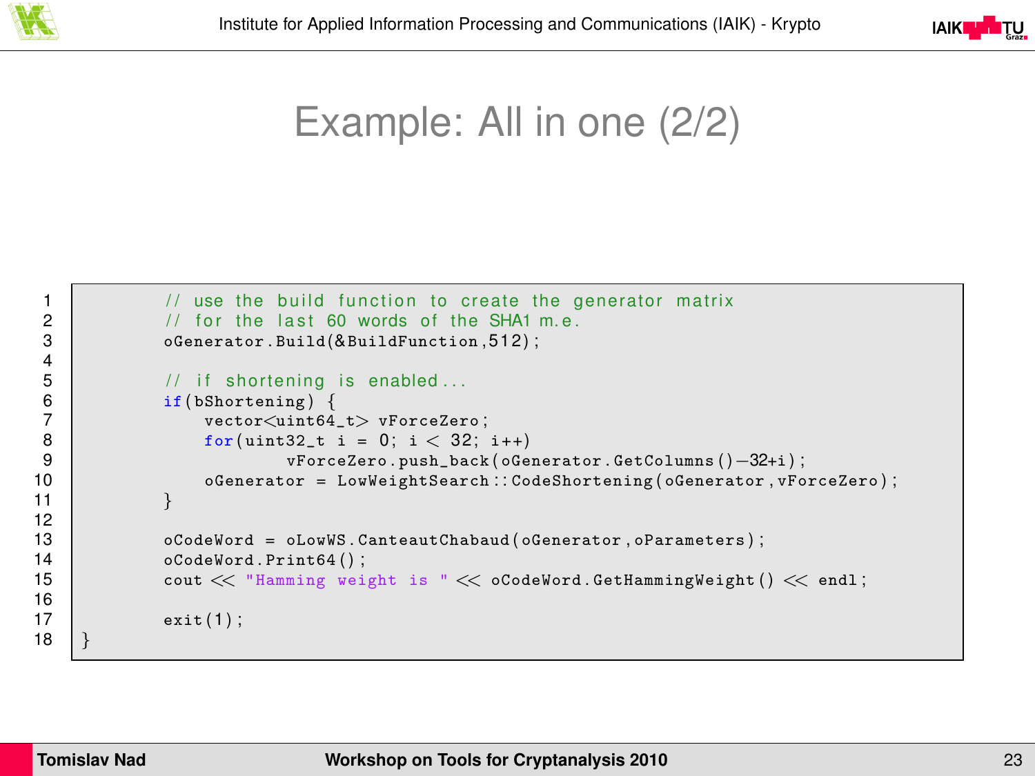# Example: All in one (2/2)

```
        // use the build function to create the generator matrix
        // for the last 60 words of the SHA1 m.e.
        oGenerator.Build(&BuildFunction,512);

        // if shortening is enabled...
        if(bShortening) {
            vector<uint64_t> vForceZero;
            for(uint32_t i = 0; i < 32; i++)
                    vForceZero.push_back(oGenerator.GetColumns()-32+i);
            oGenerator = LowWeightSearch::CodeShortening(oGenerator,vForceZero);
        }

        oCodeWord = oLowWS.CanteautChabaud(oGenerator,oParameters);
        oCodeWord.Print64();
        cout << "Hamming weight is " << oCodeWord.GetHammingWeight() << endl;

        exit(1);
}
```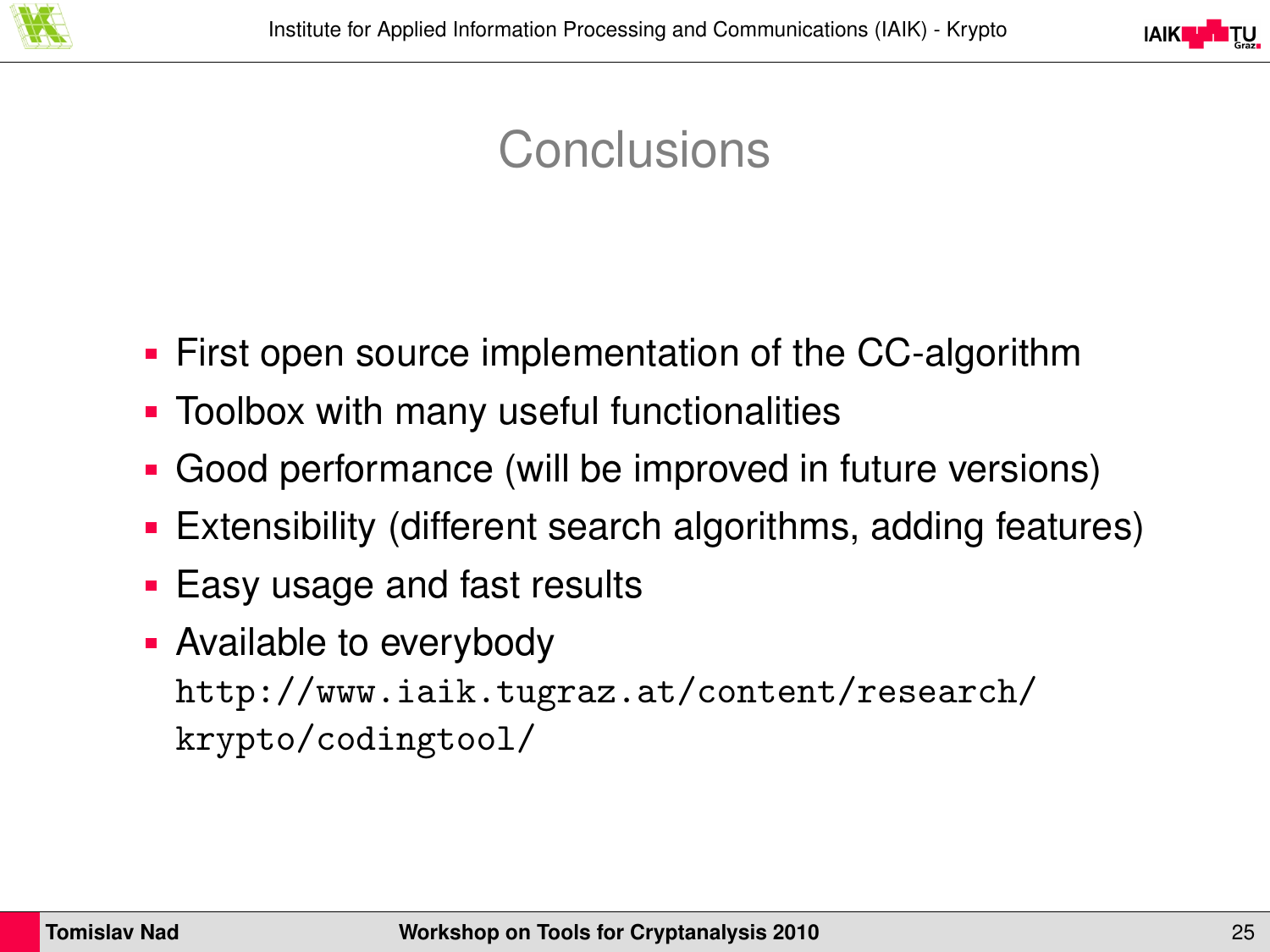# Conclusions

- First open source implementation of the CC-algorithm
- Toolbox with many useful functionalities
- Good performance (will be improved in future versions)
- Extensibility (different search algorithms, adding features)
- Easy usage and fast results
- Available to everybody
  `http://www.iaik.tugraz.at/content/research/krypto/codingtool/`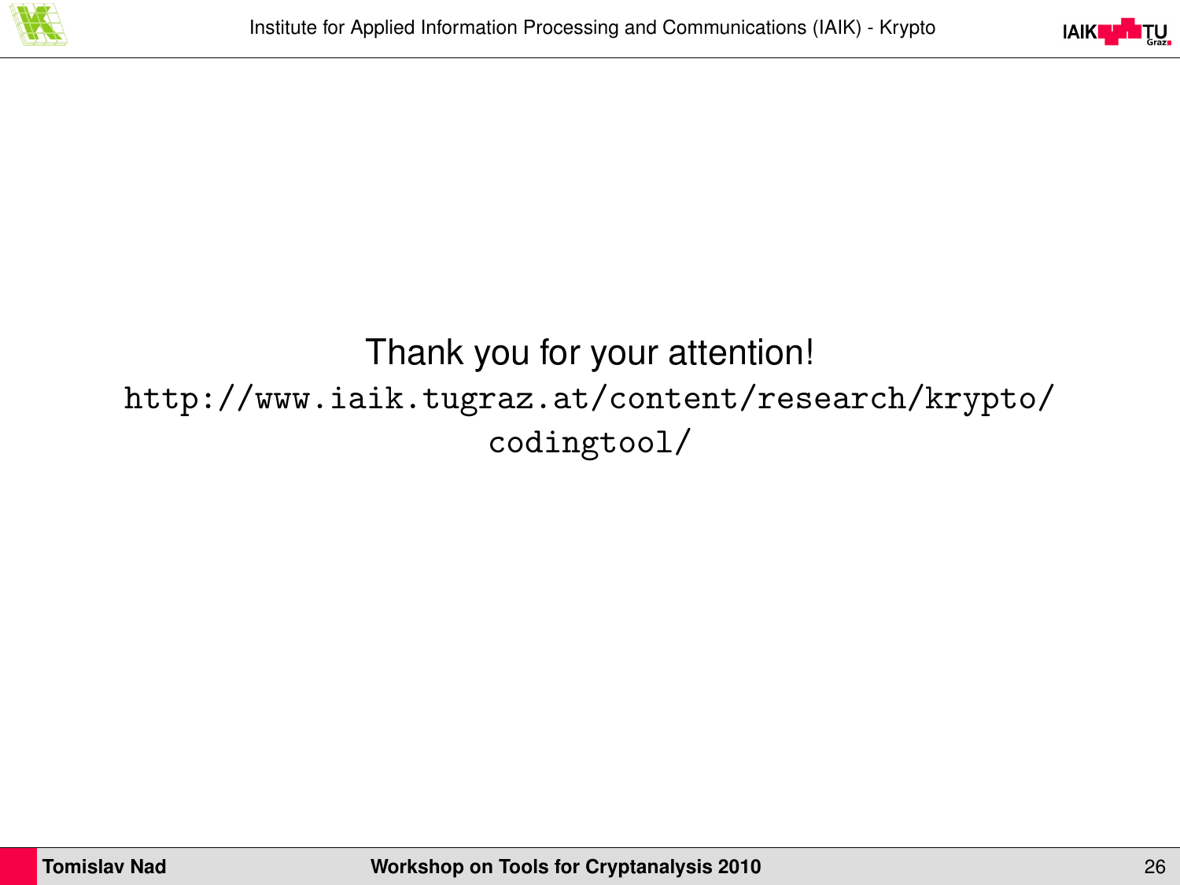Thank you for your attention!

http://www.iaik.tugraz.at/content/research/krypto/codingtool/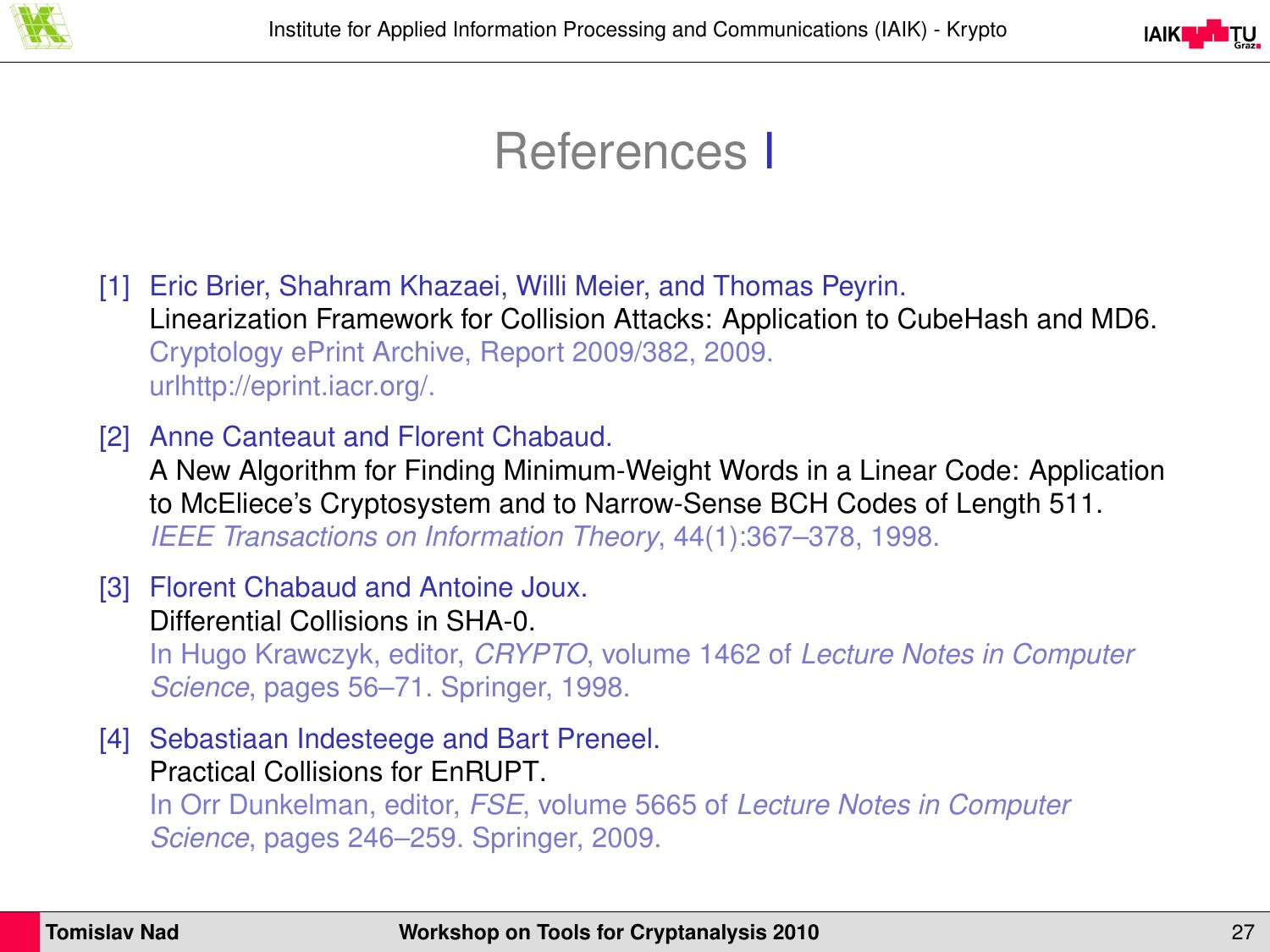# References I

[1] Eric Brier, Shahram Khazaei, Willi Meier, and Thomas Peyrin.
Linearization Framework for Collision Attacks: Application to CubeHash and MD6.
Cryptology ePrint Archive, Report 2009/382, 2009.
urlhttp://eprint.iacr.org/.

[2] Anne Canteaut and Florent Chabaud.
A New Algorithm for Finding Minimum-Weight Words in a Linear Code: Application to McEliece's Cryptosystem and to Narrow-Sense BCH Codes of Length 511.
*IEEE Transactions on Information Theory*, 44(1):367–378, 1998.

[3] Florent Chabaud and Antoine Joux.
Differential Collisions in SHA-0.
In Hugo Krawczyk, editor, *CRYPTO*, volume 1462 of *Lecture Notes in Computer Science*, pages 56–71. Springer, 1998.

[4] Sebastiaan Indesteege and Bart Preneel.
Practical Collisions for EnRUPT.
In Orr Dunkelman, editor, *FSE*, volume 5665 of *Lecture Notes in Computer Science*, pages 246–259. Springer, 2009.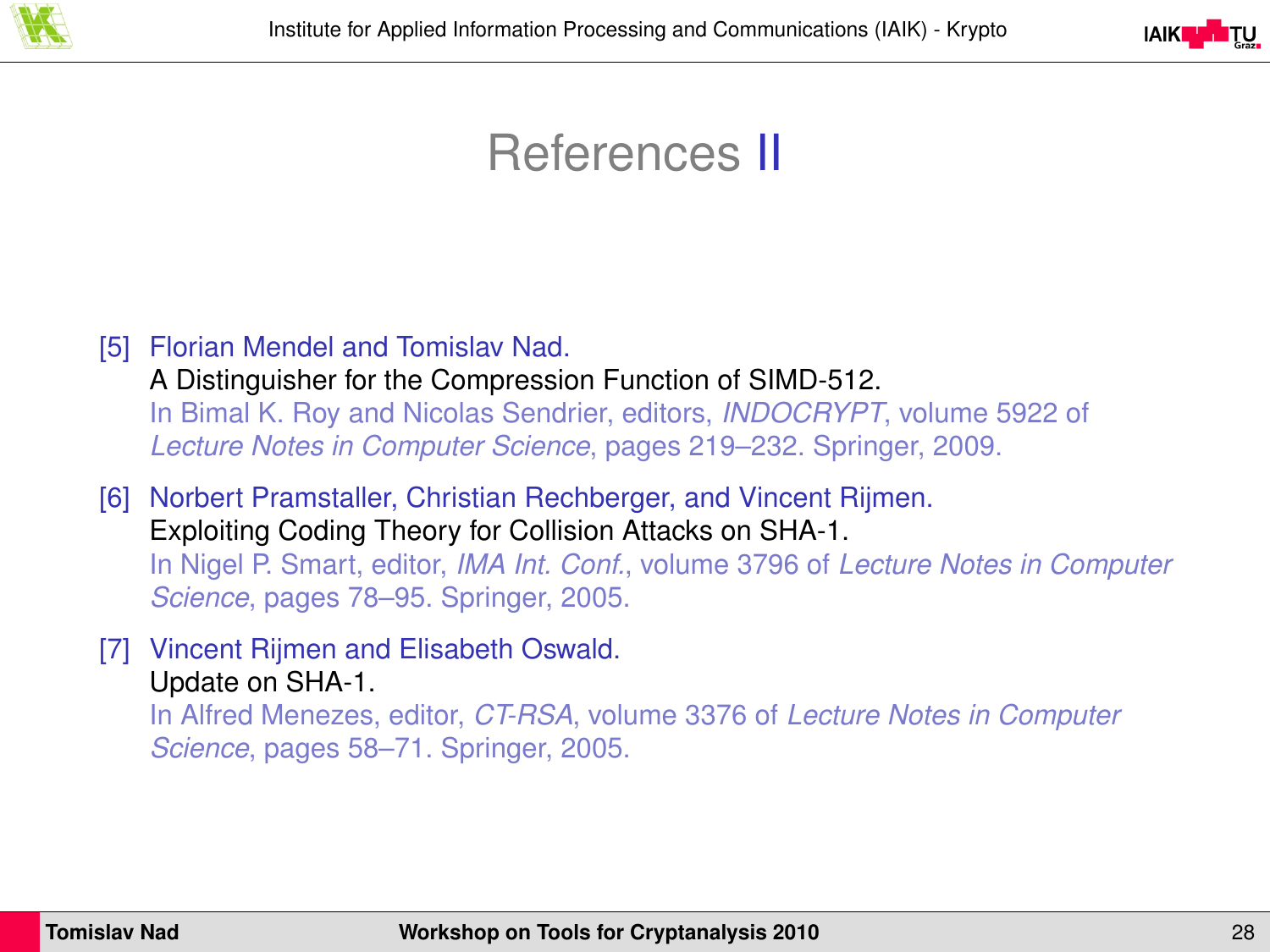# References II

[5] Florian Mendel and Tomislav Nad.
A Distinguisher for the Compression Function of SIMD-512.
In Bimal K. Roy and Nicolas Sendrier, editors, *INDOCRYPT*, volume 5922 of *Lecture Notes in Computer Science*, pages 219–232. Springer, 2009.

[6] Norbert Pramstaller, Christian Rechberger, and Vincent Rijmen.
Exploiting Coding Theory for Collision Attacks on SHA-1.
In Nigel P. Smart, editor, *IMA Int. Conf.*, volume 3796 of *Lecture Notes in Computer Science*, pages 78–95. Springer, 2005.

[7] Vincent Rijmen and Elisabeth Oswald.
Update on SHA-1.
In Alfred Menezes, editor, *CT-RSA*, volume 3376 of *Lecture Notes in Computer Science*, pages 58–71. Springer, 2005.